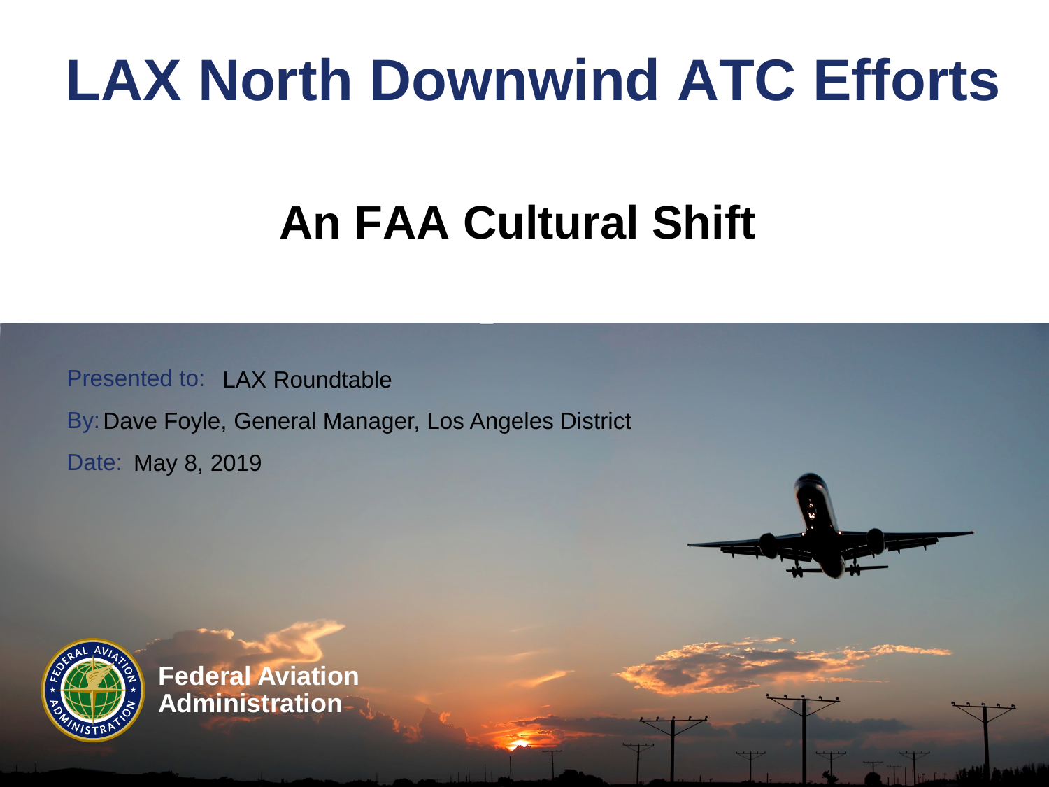# LAX North Downwind ATC Efforts

## An FAA Cultural Shift

Presented to: LAX Roundtable

By: Dave Foyle, General Manager, Los Angeles District

Date: May 8, 2019

Federal Aviation Administration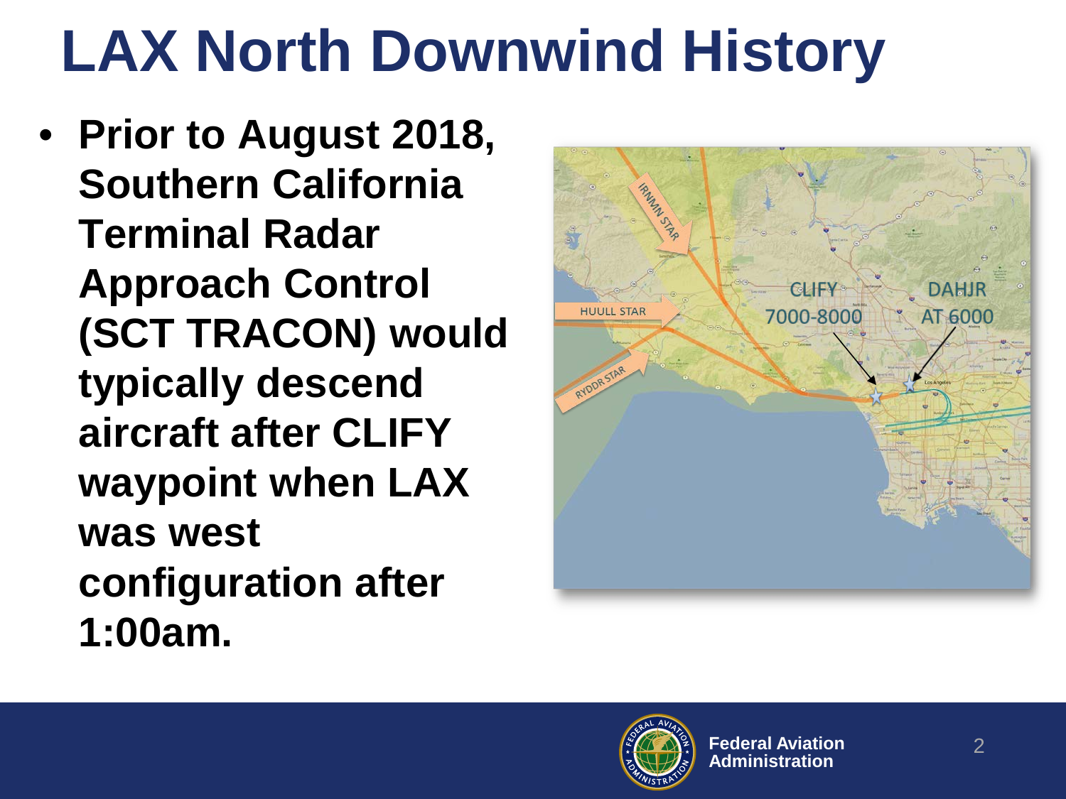# LAX North Downwind History

- **Prior to August 2018, Southern California Terminal Radar Approach Control (SCT TRACON) would typically descend aircraft after CLIFY waypoint when LAX was west configuration after 1:00am.**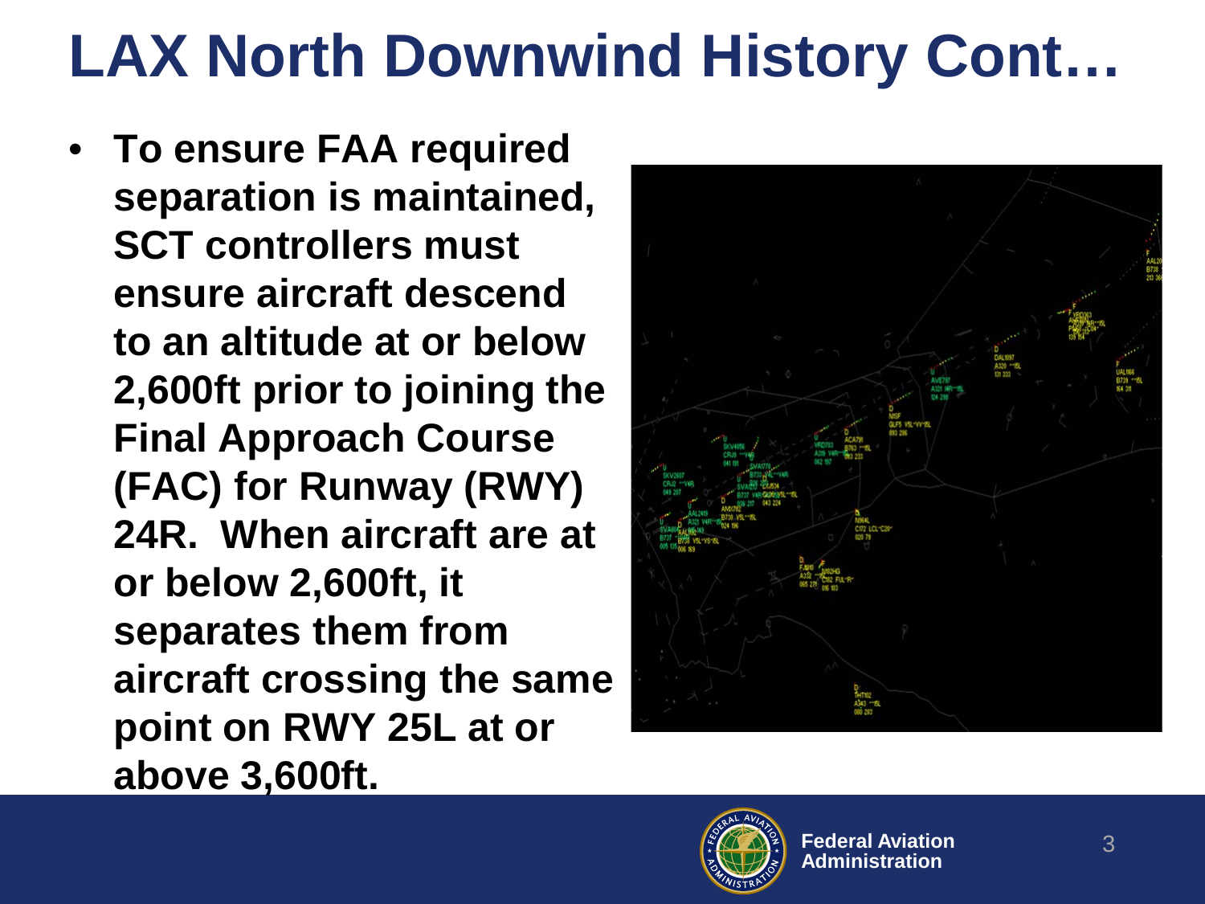# LAX North Downwind History Cont…

- **To ensure FAA required separation is maintained, SCT controllers must ensure aircraft descend to an altitude at or below 2,600ft prior to joining the Final Approach Course (FAC) for Runway (RWY) 24R. When aircraft are at or below 2,600ft, it separates them from aircraft crossing the same point on RWY 25L at or above 3,600ft.**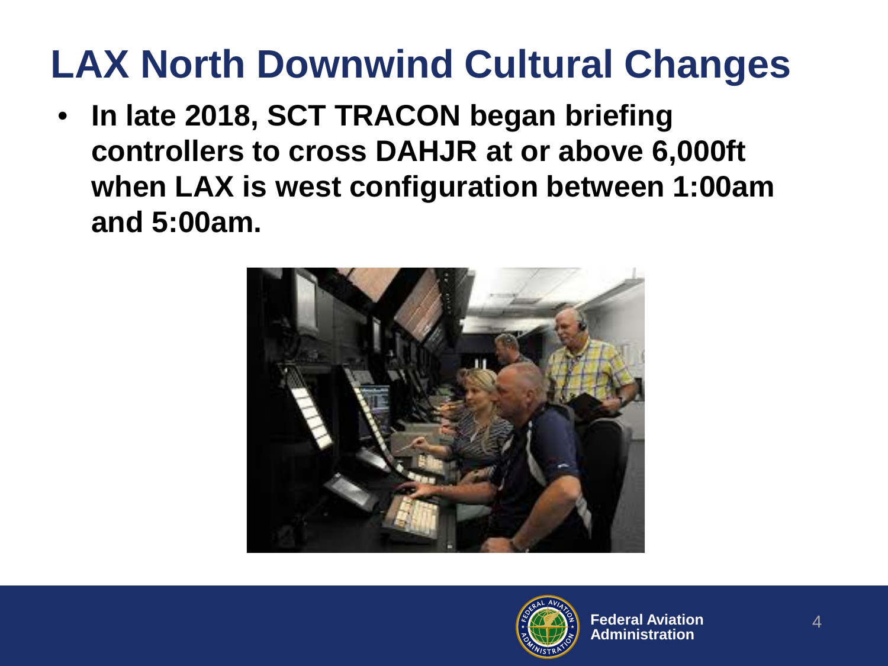# LAX North Downwind Cultural Changes

- **In late 2018, SCT TRACON began briefing controllers to cross DAHJR at or above 6,000ft when LAX is west configuration between 1:00am and 5:00am.**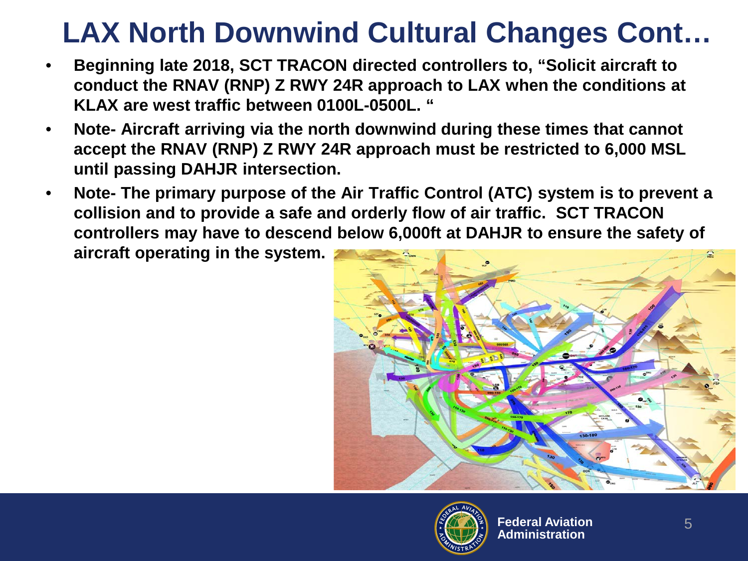# LAX North Downwind Cultural Changes Cont…

- **Beginning late 2018, SCT TRACON directed controllers to, "Solicit aircraft to conduct the RNAV (RNP) Z RWY 24R approach to LAX when the conditions at KLAX are west traffic between 0100L-0500L. "**
- **Note- Aircraft arriving via the north downwind during these times that cannot accept the RNAV (RNP) Z RWY 24R approach must be restricted to 6,000 MSL until passing DAHJR intersection.**
- **Note- The primary purpose of the Air Traffic Control (ATC) system is to prevent a collision and to provide a safe and orderly flow of air traffic. SCT TRACON controllers may have to descend below 6,000ft at DAHJR to ensure the safety of aircraft operating in the system.**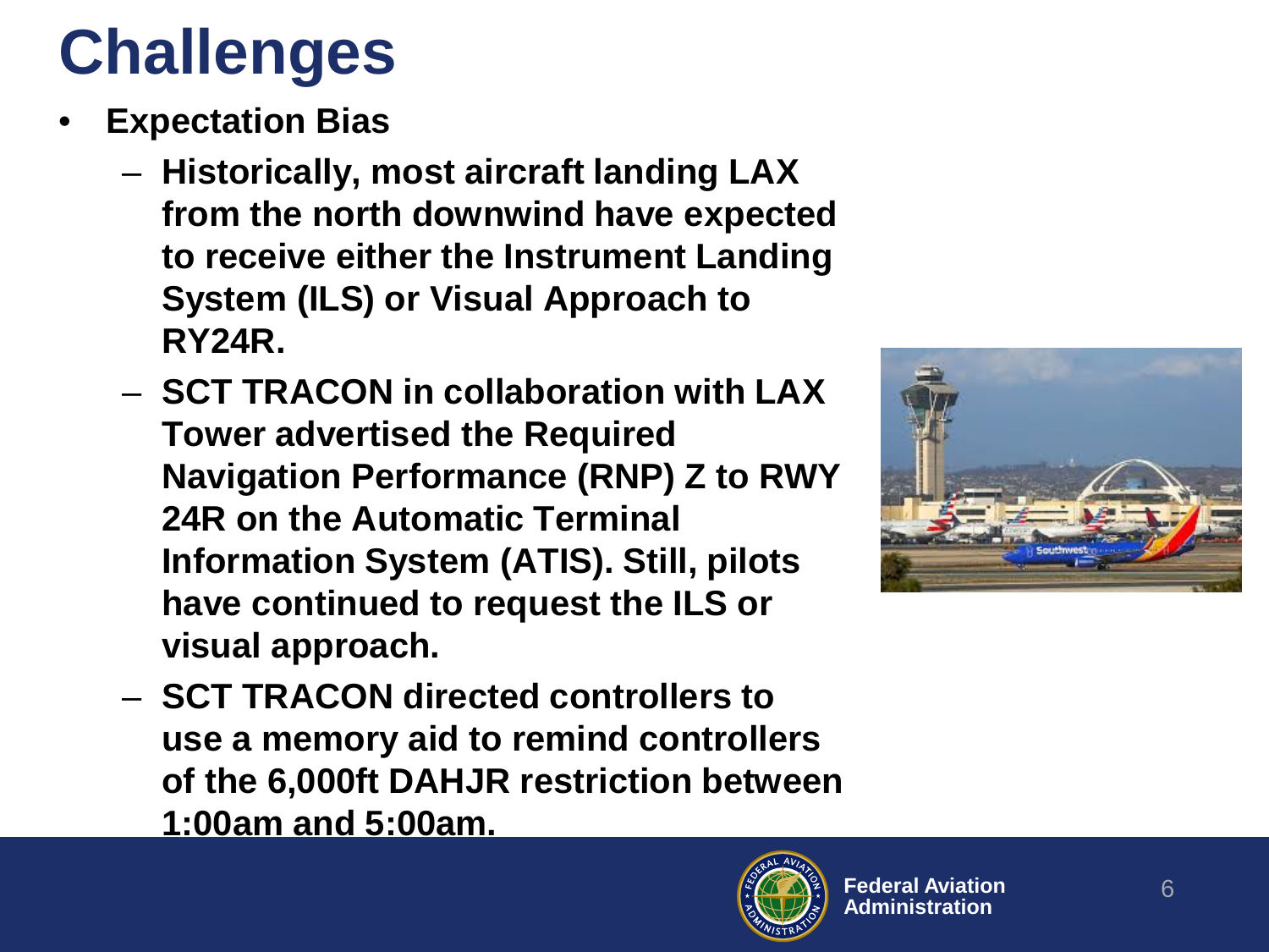# Challenges

- **Expectation Bias**
  - **Historically, most aircraft landing LAX from the north downwind have expected to receive either the Instrument Landing System (ILS) or Visual Approach to RY24R.**
  - **SCT TRACON in collaboration with LAX Tower advertised the Required Navigation Performance (RNP) Z to RWY 24R on the Automatic Terminal Information System (ATIS). Still, pilots have continued to request the ILS or visual approach.**
  - **SCT TRACON directed controllers to use a memory aid to remind controllers of the 6,000ft DAHJR restriction between 1:00am and 5:00am.**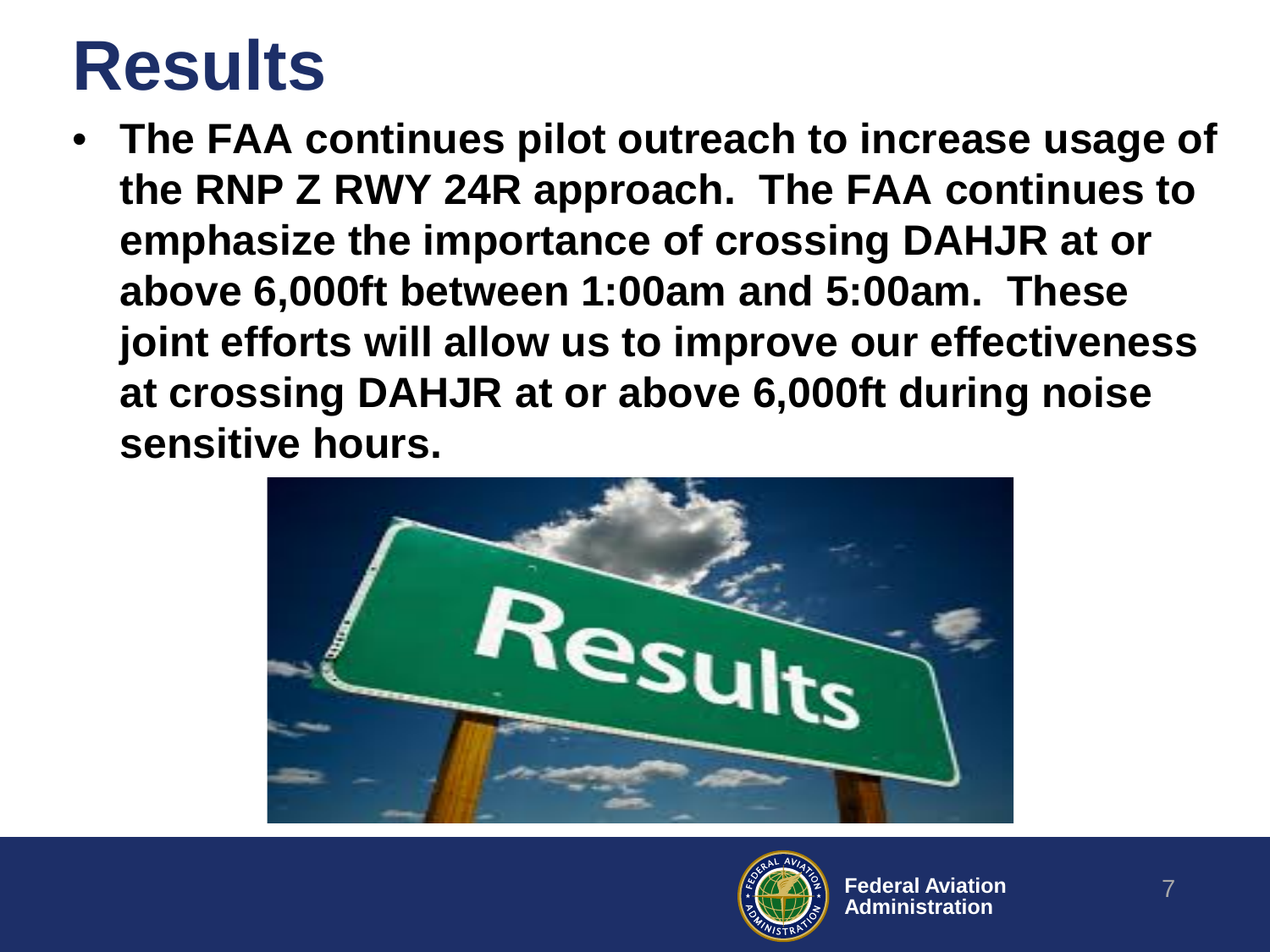# Results

- **The FAA continues pilot outreach to increase usage of the RNP Z RWY 24R approach. The FAA continues to emphasize the importance of crossing DAHJR at or above 6,000ft between 1:00am and 5:00am. These joint efforts will allow us to improve our effectiveness at crossing DAHJR at or above 6,000ft during noise sensitive hours.**